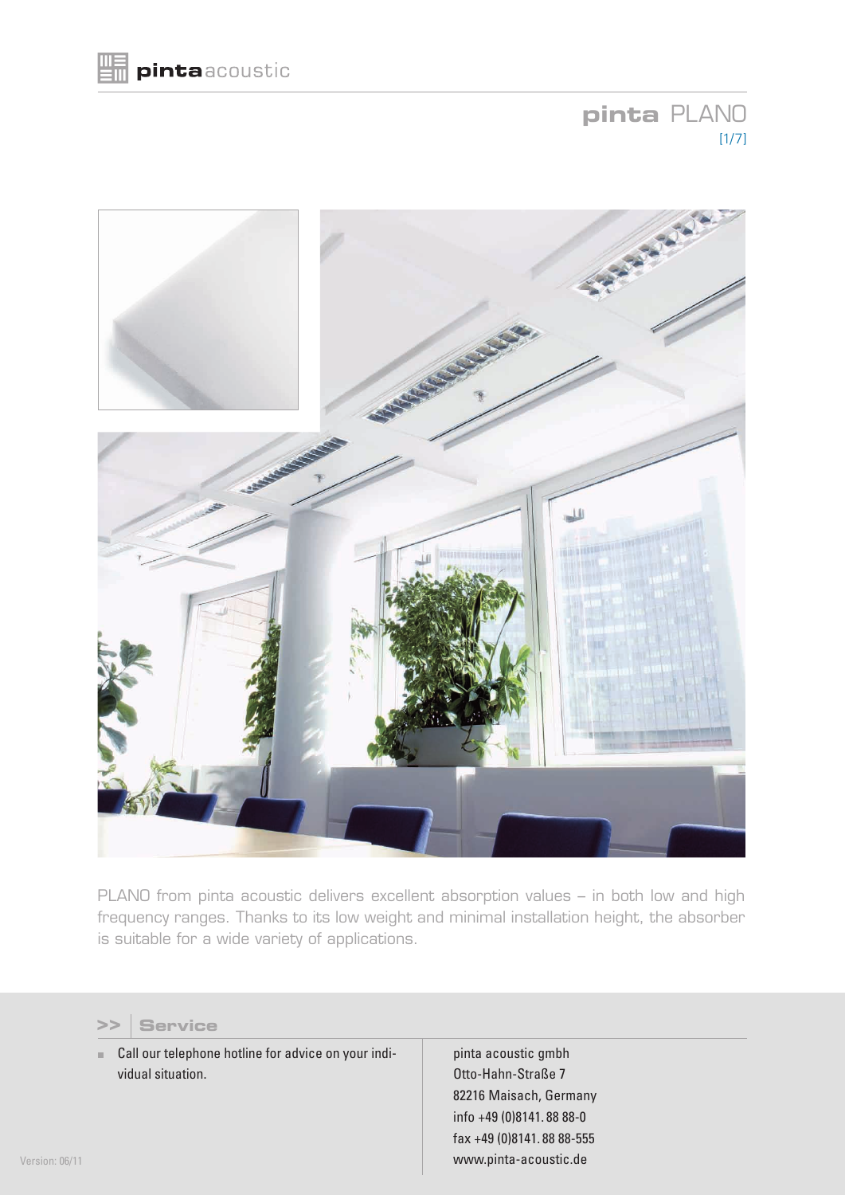# pinta PLANO

PLANO from pinta acoustic delivers excellent absorption values – in both low and high frequency ranges. Thanks to its low weight and minimal installation height, the absorber is suitable for a wide variety of applications.

## >> Service

- Call our telephone hotline for advice on your individual situation.

pinta acoustic gmbh
Otto-Hahn-Straße 7
82216 Maisach, Germany
info +49 (0)8141. 88 88-0
fax +49 (0)8141. 88 88-555
www.pinta-acoustic.de

Version: 06/11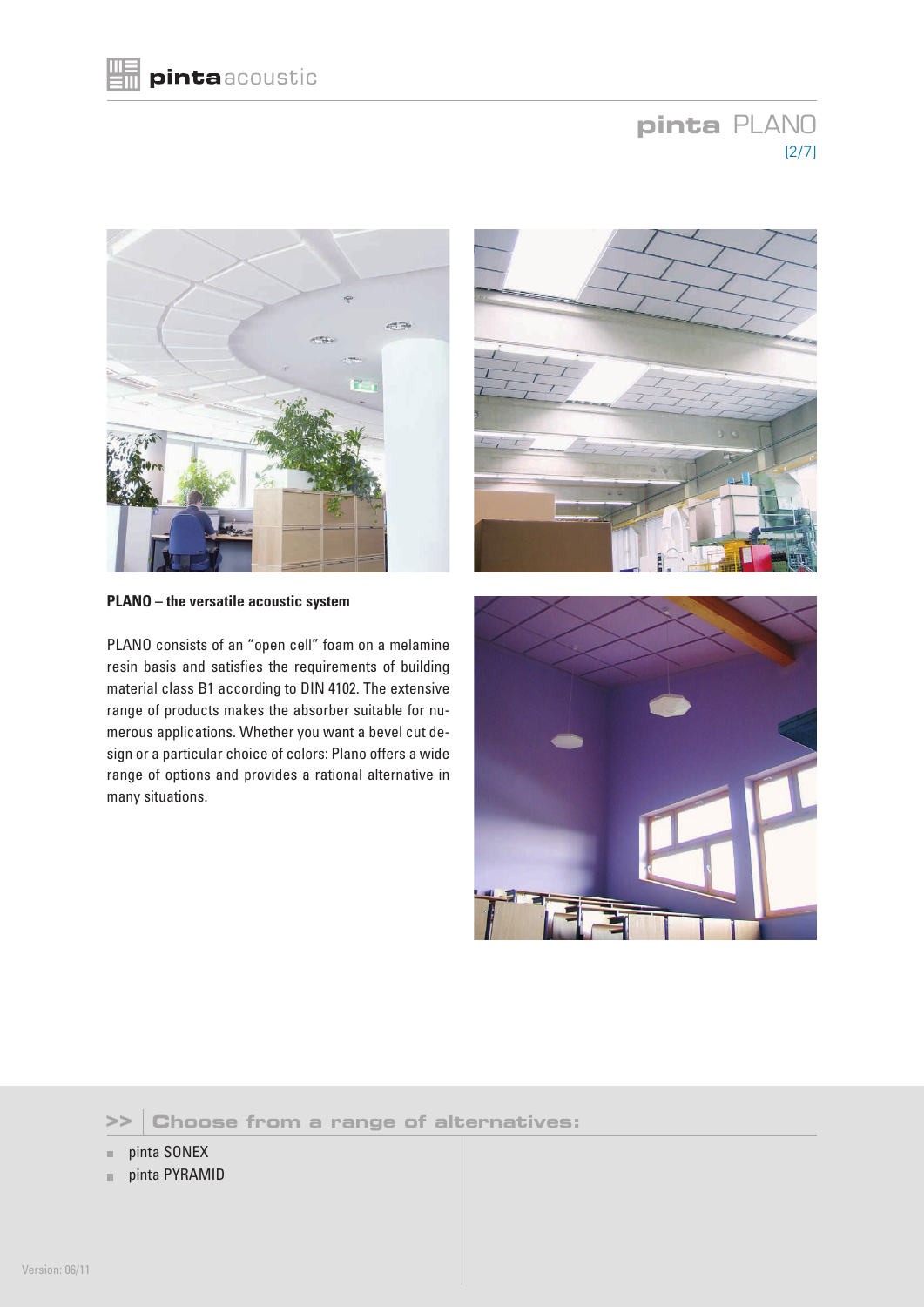**PLANO – the versatile acoustic system**

PLANO consists of an "open cell" foam on a melamine resin basis and satisfies the requirements of building material class B1 according to DIN 4102. The extensive range of products makes the absorber suitable for numerous applications. Whether you want a bevel cut design or a particular choice of colors: Plano offers a wide range of options and provides a rational alternative in many situations.

## >> Choose from a range of alternatives:

- pinta SONEX
- pinta PYRAMID

Version: 06/11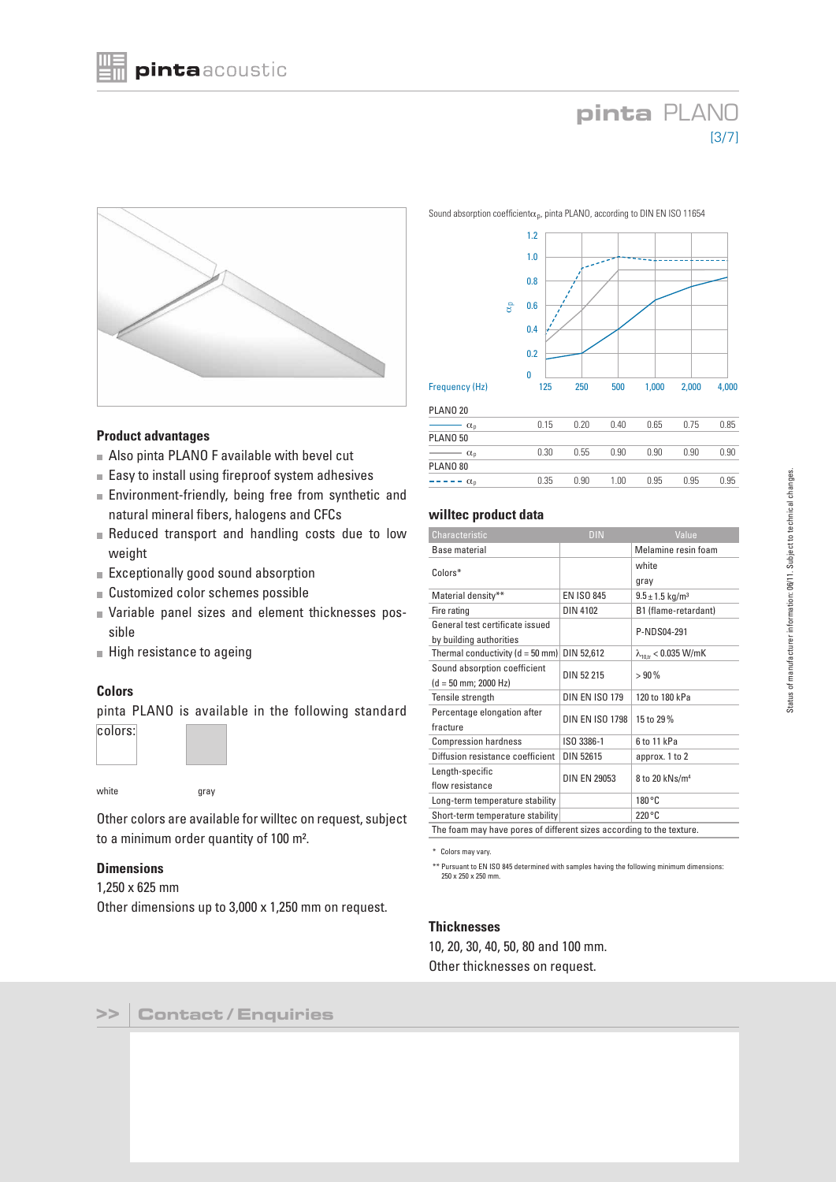# pinta PLANO

## Product advantages

- Also pinta PLANO F available with bevel cut
- Easy to install using fireproof system adhesives
- Environment-friendly, being free from synthetic and natural mineral fibers, halogens and CFCs
- Reduced transport and handling costs due to low weight
- Exceptionally good sound absorption
- Customized color schemes possible
- Variable panel sizes and element thicknesses possible
- High resistance to ageing

## Colors

pinta PLANO is available in the following standard colors:

white gray

Other colors are available for willtec on request, subject to a minimum order quantity of 100 m².

## Dimensions

1,250 x 625 mm

Other dimensions up to 3,000 x 1,250 mm on request.

Sound absorption coefficient $\alpha_p$, pinta PLANO, according to DIN EN ISO 11654

| Frequency (Hz) | 125 | 250 | 500 | 1,000 | 2,000 | 4,000 |
|---|---|---|---|---|---|---|
| **PLANO 20** | | | | | | |
| ——— $\alpha_p$ | 0.15 | 0.20 | 0.40 | 0.65 | 0.75 | 0.85 |
| **PLANO 50** | | | | | | |
| ——— $\alpha_p$ | 0.30 | 0.55 | 0.90 | 0.90 | 0.90 | 0.90 |
| **PLANO 80** | | | | | | |
| - - - - - $\alpha_p$ | 0.35 | 0.90 | 1.00 | 0.95 | 0.95 | 0.95 |

## willtec product data

| Characteristic | DIN | Value |
|---|---|---|
| Base material | | Melamine resin foam |
| Colors* | | white<br>gray |
| Material density** | EN ISO 845 | 9.5 ± 1.5 kg/m³ |
| Fire rating | DIN 4102 | B1 (flame-retardant) |
| General test certificate issued by building authorities | | P-NDS04-291 |
| Thermal conductivity (d = 50 mm) | DIN 52,612 | $\lambda_{10,tr}$ < 0.035 W/mK |
| Sound absorption coefficient (d = 50 mm; 2000 Hz) | DIN 52 215 | > 90 % |
| Tensile strength | DIN EN ISO 179 | 120 to 180 kPa |
| Percentage elongation after fracture | DIN EN ISO 1798 | 15 to 29 % |
| Compression hardness | ISO 3386-1 | 6 to 11 kPa |
| Diffusion resistance coefficient | DIN 52615 | approx. 1 to 2 |
| Length-specific flow resistance | DIN EN 29053 | 8 to 20 kNs/m⁴ |
| Long-term temperature stability | | 180 °C |
| Short-term temperature stability | | 220 °C |
| The foam may have pores of different sizes according to the texture. | | |

\* Colors may vary.

\** Pursuant to EN ISO 845 determined with samples having the following minimum dimensions: 250 x 250 x 250 mm.

## Thicknesses

10, 20, 30, 40, 50, 80 and 100 mm.

Other thicknesses on request.

Status of manufacturer information: 06/11. Subject to technical changes.

>> Contact / Enquiries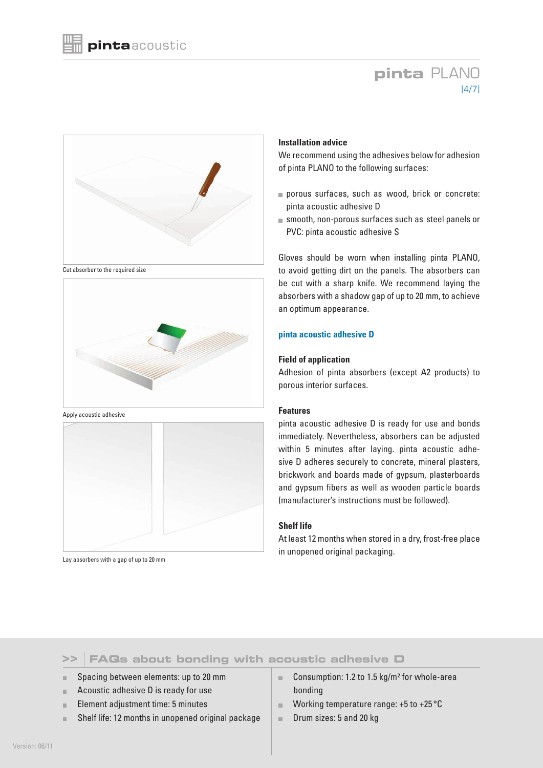# pinta PLANO

Cut absorber to the required size

Apply acoustic adhesive

Lay absorbers with a gap of up to 20 mm

**Installation advice**

We recommend using the adhesives below for adhesion of pinta PLANO to the following surfaces:

- porous surfaces, such as wood, brick or concrete: pinta acoustic adhesive D
- smooth, non-porous surfaces such as steel panels or PVC: pinta acoustic adhesive S

Gloves should be worn when installing pinta PLANO, to avoid getting dirt on the panels. The absorbers can be cut with a sharp knife. We recommend laying the absorbers with a shadow gap of up to 20 mm, to achieve an optimum appearance.

## pinta acoustic adhesive D

**Field of application**

Adhesion of pinta absorbers (except A2 products) to porous interior surfaces.

**Features**

pinta acoustic adhesive D is ready for use and bonds immediately. Nevertheless, absorbers can be adjusted within 5 minutes after laying. pinta acoustic adhesive D adheres securely to concrete, mineral plasters, brickwork and boards made of gypsum, plasterboards and gypsum fibers as well as wooden particle boards (manufacturer's instructions must be followed).

**Shelf life**

At least 12 months when stored in a dry, frost-free place in unopened original packaging.

## >> FAQs about bonding with acoustic adhesive D

- Spacing between elements: up to 20 mm
- Acoustic adhesive D is ready for use
- Element adjustment time: 5 minutes
- Shelf life: 12 months in unopened original package
- Consumption: 1.2 to 1.5 kg/m² for whole-area bonding
- Working temperature range: +5 to +25 °C
- Drum sizes: 5 and 20 kg

Version: 06/11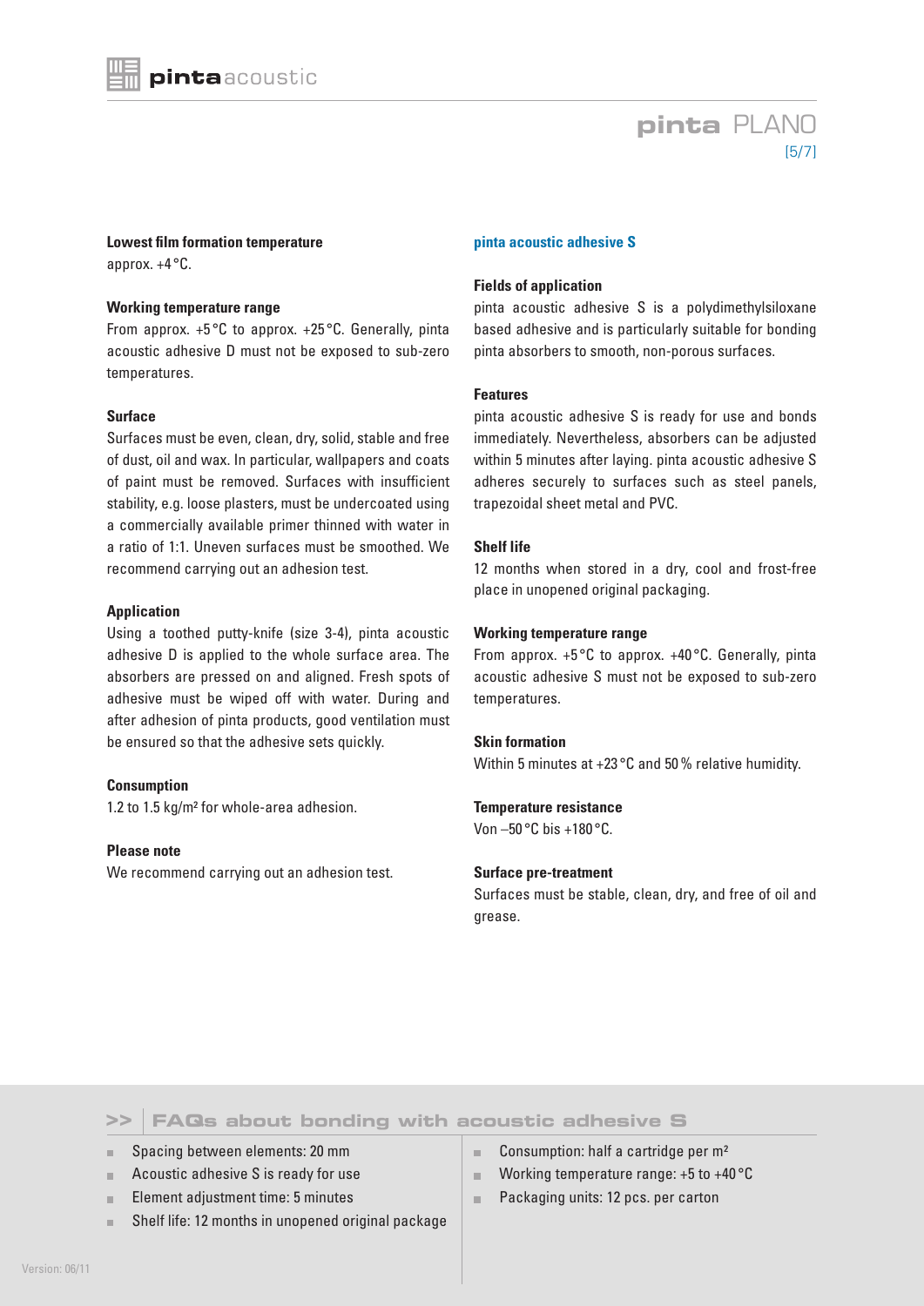**Lowest film formation temperature**
approx. +4 °C.

**Working temperature range**
From approx. +5 °C to approx. +25 °C. Generally, pinta acoustic adhesive D must not be exposed to sub-zero temperatures.

**Surface**
Surfaces must be even, clean, dry, solid, stable and free of dust, oil and wax. In particular, wallpapers and coats of paint must be removed. Surfaces with insufficient stability, e.g. loose plasters, must be undercoated using a commercially available primer thinned with water in a ratio of 1:1. Uneven surfaces must be smoothed. We recommend carrying out an adhesion test.

**Application**
Using a toothed putty-knife (size 3-4), pinta acoustic adhesive D is applied to the whole surface area. The absorbers are pressed on and aligned. Fresh spots of adhesive must be wiped off with water. During and after adhesion of pinta products, good ventilation must be ensured so that the adhesive sets quickly.

**Consumption**
1.2 to 1.5 kg/m² for whole-area adhesion.

**Please note**
We recommend carrying out an adhesion test.

## pinta acoustic adhesive S

**Fields of application**
pinta acoustic adhesive S is a polydimethylsiloxane based adhesive and is particularly suitable for bonding pinta absorbers to smooth, non-porous surfaces.

**Features**
pinta acoustic adhesive S is ready for use and bonds immediately. Nevertheless, absorbers can be adjusted within 5 minutes after laying. pinta acoustic adhesive S adheres securely to surfaces such as steel panels, trapezoidal sheet metal and PVC.

**Shelf life**
12 months when stored in a dry, cool and frost-free place in unopened original packaging.

**Working temperature range**
From approx. +5 °C to approx. +40 °C. Generally, pinta acoustic adhesive S must not be exposed to sub-zero temperatures.

**Skin formation**
Within 5 minutes at +23 °C and 50 % relative humidity.

**Temperature resistance**
Von –50 °C bis +180 °C.

**Surface pre-treatment**
Surfaces must be stable, clean, dry, and free of oil and grease.

## >> FAQs about bonding with acoustic adhesive S

- Spacing between elements: 20 mm
- Acoustic adhesive S is ready for use
- Element adjustment time: 5 minutes
- Shelf life: 12 months in unopened original package
- Consumption: half a cartridge per m²
- Working temperature range: +5 to +40 °C
- Packaging units: 12 pcs. per carton

Version: 06/11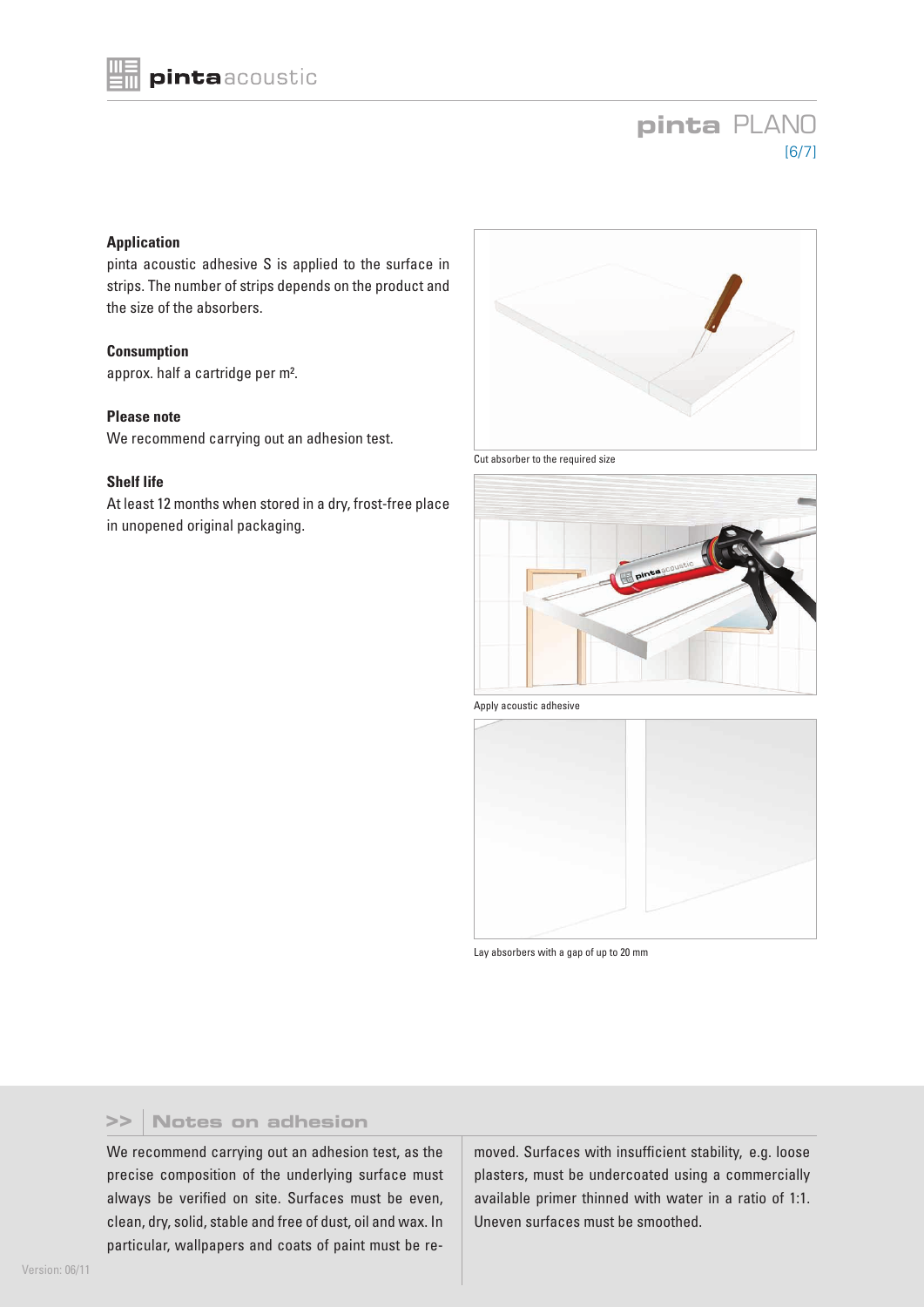## pinta PLANO

### Application

pinta acoustic adhesive S is applied to the surface in strips. The number of strips depends on the product and the size of the absorbers.

### Consumption

approx. half a cartridge per m².

### Please note

We recommend carrying out an adhesion test.

### Shelf life

At least 12 months when stored in a dry, frost-free place in unopened original packaging.

Cut absorber to the required size

Apply acoustic adhesive

Lay absorbers with a gap of up to 20 mm

## >> Notes on adhesion

We recommend carrying out an adhesion test, as the precise composition of the underlying surface must always be verified on site. Surfaces must be even, clean, dry, solid, stable and free of dust, oil and wax. In particular, wallpapers and coats of paint must be removed. Surfaces with insufficient stability, e.g. loose plasters, must be undercoated using a commercially available primer thinned with water in a ratio of 1:1. Uneven surfaces must be smoothed.

Version: 06/11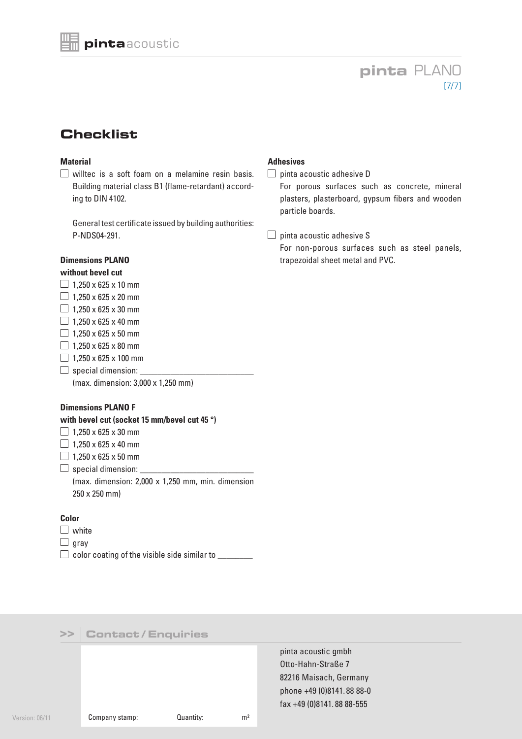# Checklist

**Material**

- ☐ willtec is a soft foam on a melamine resin basis. Building material class B1 (flame-retardant) according to DIN 4102.

  General test certificate issued by building authorities: P-NDS04-291.

**Dimensions PLANO**

**without bevel cut**

- ☐ 1,250 x 625 x 10 mm
- ☐ 1,250 x 625 x 20 mm
- ☐ 1,250 x 625 x 30 mm
- ☐ 1,250 x 625 x 40 mm
- ☐ 1,250 x 625 x 50 mm
- ☐ 1,250 x 625 x 80 mm
- ☐ 1,250 x 625 x 100 mm
- ☐ special dimension: ___________________________
  (max. dimension: 3,000 x 1,250 mm)

**Dimensions PLANO F**

**with bevel cut (socket 15 mm/bevel cut 45 °)**

- ☐ 1,250 x 625 x 30 mm
- ☐ 1,250 x 625 x 40 mm
- ☐ 1,250 x 625 x 50 mm
- ☐ special dimension: ___________________________
  (max. dimension: 2,000 x 1,250 mm, min. dimension 250 x 250 mm)

**Color**

- ☐ white
- ☐ gray
- ☐ color coating of the visible side similar to ________

**Adhesives**

- ☐ pinta acoustic adhesive D
  For porous surfaces such as concrete, mineral plasters, plasterboard, gypsum fibers and wooden particle boards.

- ☐ pinta acoustic adhesive S
  For non-porous surfaces such as steel panels, trapezoidal sheet metal and PVC.

## >> Contact / Enquiries

Company stamp: Quantity: m²

pinta acoustic gmbh
Otto-Hahn-Straße 7
82216 Maisach, Germany
phone +49 (0)8141. 88 88-0
fax +49 (0)8141. 88 88-555

Version: 06/11